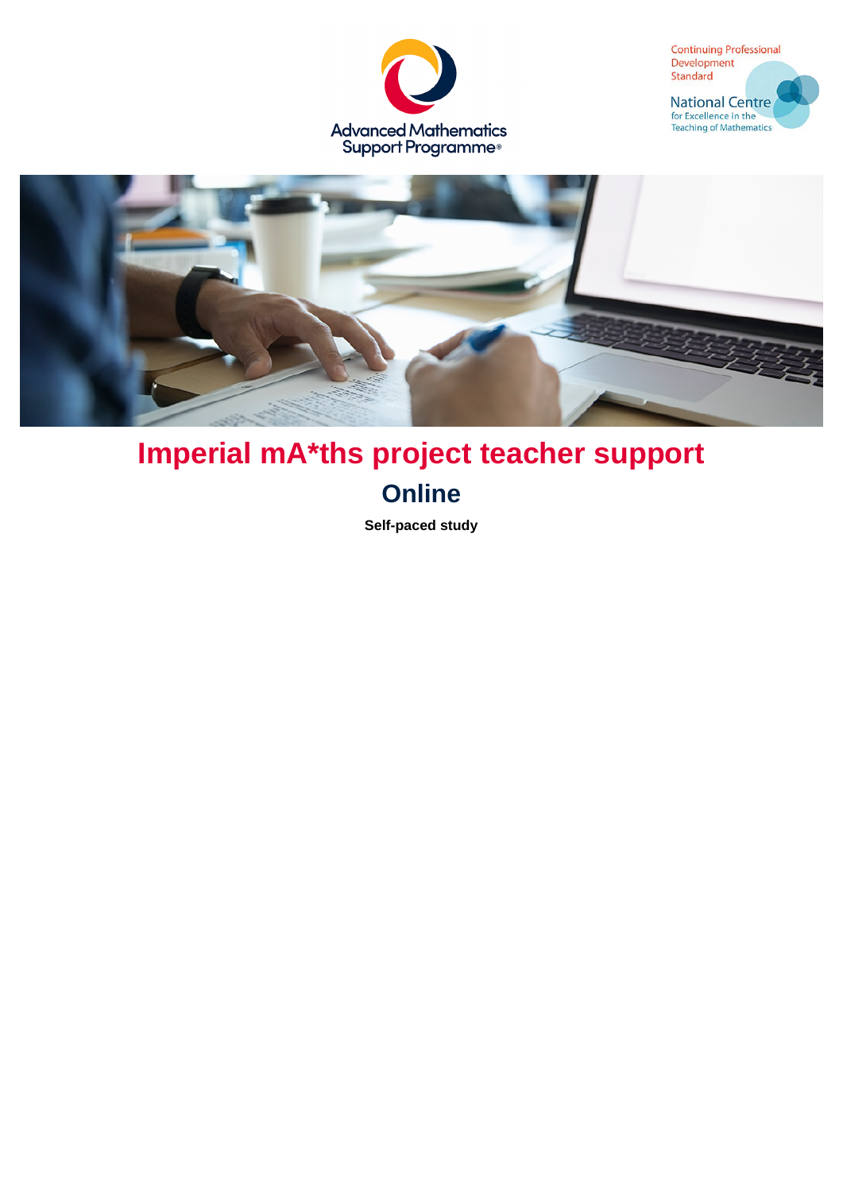# Imperial mA*ths project teacher support

## Online

**Self-paced study**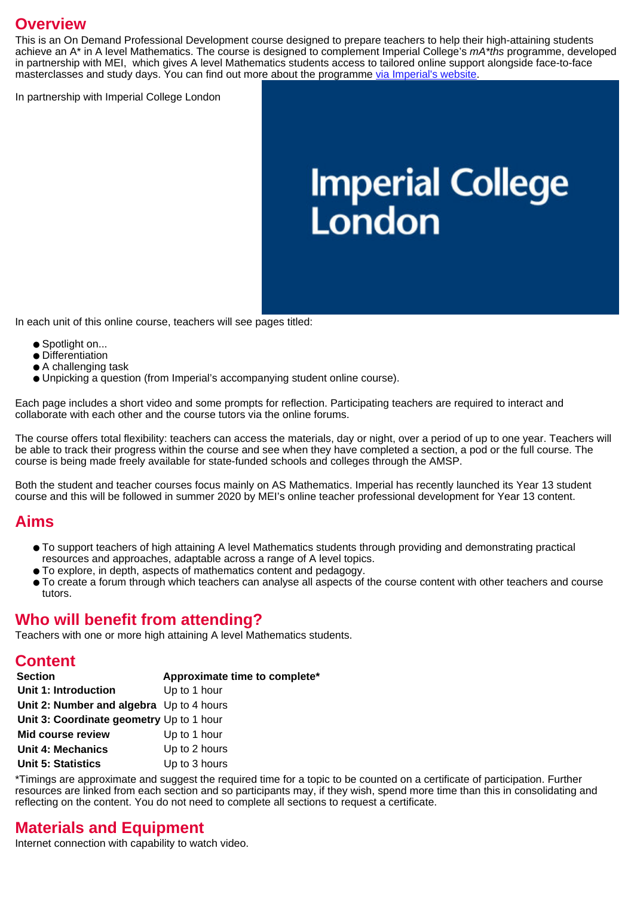## Overview

This is an On Demand Professional Development course designed to prepare teachers to help their high-attaining students achieve an A* in A level Mathematics. The course is designed to complement Imperial College's *mA*ths* programme, developed in partnership with MEI, which gives A level Mathematics students access to tailored online support alongside face-to-face masterclasses and study days. You can find out more about the programme [via Imperial's website](#).

In partnership with Imperial College London

In each unit of this online course, teachers will see pages titled:

- Spotlight on...
- Differentiation
- A challenging task
- Unpicking a question (from Imperial's accompanying student online course).

Each page includes a short video and some prompts for reflection. Participating teachers are required to interact and collaborate with each other and the course tutors via the online forums.

The course offers total flexibility: teachers can access the materials, day or night, over a period of up to one year. Teachers will be able to track their progress within the course and see when they have completed a section, a pod or the full course. The course is being made freely available for state-funded schools and colleges through the AMSP.

Both the student and teacher courses focus mainly on AS Mathematics. Imperial has recently launched its Year 13 student course and this will be followed in summer 2020 by MEI's online teacher professional development for Year 13 content.

## Aims

- To support teachers of high attaining A level Mathematics students through providing and demonstrating practical resources and approaches, adaptable across a range of A level topics.
- To explore, in depth, aspects of mathematics content and pedagogy.
- To create a forum through which teachers can analyse all aspects of the course content with other teachers and course tutors.

## Who will benefit from attending?

Teachers with one or more high attaining A level Mathematics students.

## Content

| Section | Approximate time to complete* |
|---|---|
| **Unit 1: Introduction** | Up to 1 hour |
| **Unit 2: Number and algebra** | Up to 4 hours |
| **Unit 3: Coordinate geometry** | Up to 1 hour |
| **Mid course review** | Up to 1 hour |
| **Unit 4: Mechanics** | Up to 2 hours |
| **Unit 5: Statistics** | Up to 3 hours |

*Timings are approximate and suggest the required time for a topic to be counted on a certificate of participation. Further resources are linked from each section and so participants may, if they wish, spend more time than this in consolidating and reflecting on the content. You do not need to complete all sections to request a certificate.

## Materials and Equipment

Internet connection with capability to watch video.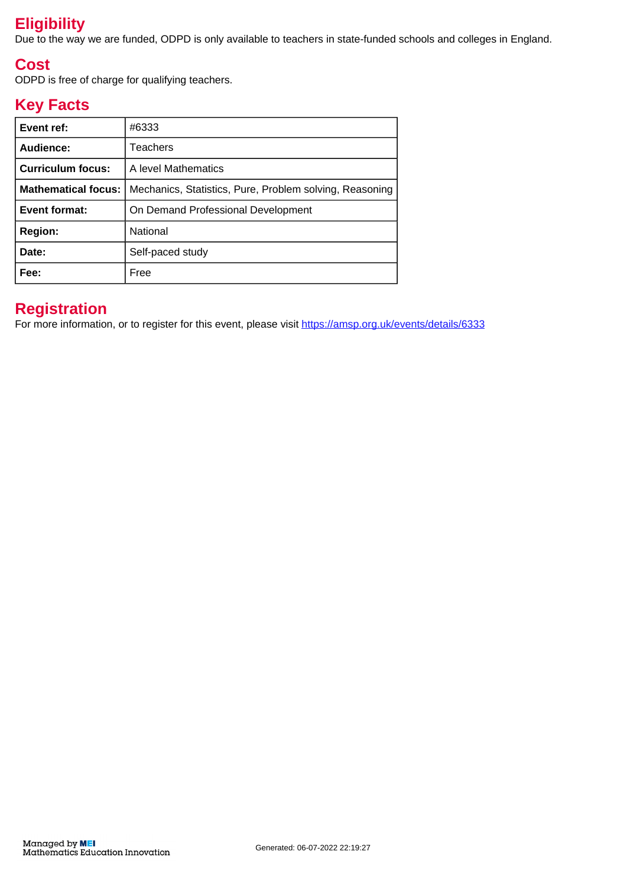## Eligibility

Due to the way we are funded, ODPD is only available to teachers in state-funded schools and colleges in England.

## Cost

ODPD is free of charge for qualifying teachers.

## Key Facts

| | |
|---|---|
| **Event ref:** | #6333 |
| **Audience:** | Teachers |
| **Curriculum focus:** | A level Mathematics |
| **Mathematical focus:** | Mechanics, Statistics, Pure, Problem solving, Reasoning |
| **Event format:** | On Demand Professional Development |
| **Region:** | National |
| **Date:** | Self-paced study |
| **Fee:** | Free |

## Registration

For more information, or to register for this event, please visit https://amsp.org.uk/events/details/6333

Managed by MEI
Mathematics Education Innovation

Generated: 06-07-2022 22:19:27